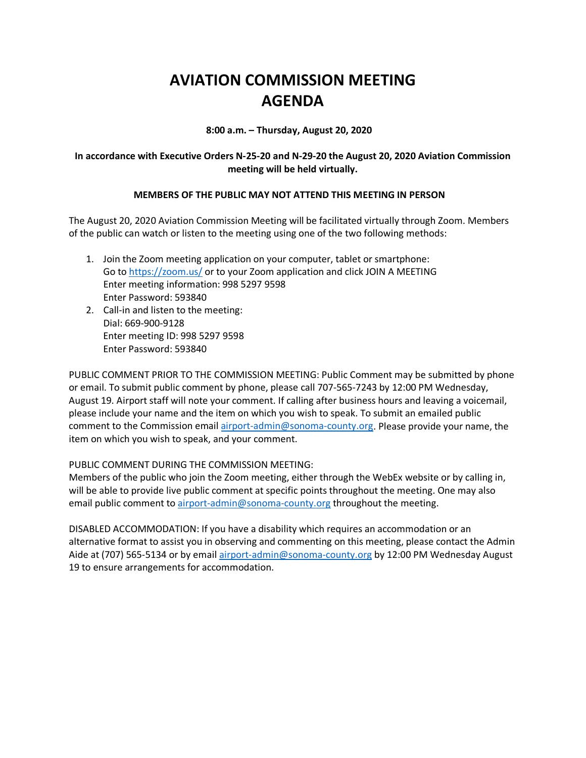# AVIATION COMMISSION MEETING AGENDA

**8:00 a.m. – Thursday, August 20, 2020**

**In accordance with Executive Orders N-25-20 and N-29-20 the August 20, 2020 Aviation Commission meeting will be held virtually.**

**MEMBERS OF THE PUBLIC MAY NOT ATTEND THIS MEETING IN PERSON**

The August 20, 2020 Aviation Commission Meeting will be facilitated virtually through Zoom. Members of the public can watch or listen to the meeting using one of the two following methods:

1. Join the Zoom meeting application on your computer, tablet or smartphone:
   Go to https://zoom.us/ or to your Zoom application and click JOIN A MEETING
   Enter meeting information: 998 5297 9598
   Enter Password: 593840
2. Call-in and listen to the meeting:
   Dial: 669-900-9128
   Enter meeting ID: 998 5297 9598
   Enter Password: 593840

PUBLIC COMMENT PRIOR TO THE COMMISSION MEETING: Public Comment may be submitted by phone or email. To submit public comment by phone, please call 707-565-7243 by 12:00 PM Wednesday, August 19. Airport staff will note your comment. If calling after business hours and leaving a voicemail, please include your name and the item on which you wish to speak. To submit an emailed public comment to the Commission email airport-admin@sonoma-county.org. Please provide your name, the item on which you wish to speak, and your comment.

PUBLIC COMMENT DURING THE COMMISSION MEETING:
Members of the public who join the Zoom meeting, either through the WebEx website or by calling in, will be able to provide live public comment at specific points throughout the meeting. One may also email public comment to airport-admin@sonoma-county.org throughout the meeting.

DISABLED ACCOMMODATION: If you have a disability which requires an accommodation or an alternative format to assist you in observing and commenting on this meeting, please contact the Admin Aide at (707) 565-5134 or by email airport-admin@sonoma-county.org by 12:00 PM Wednesday August 19 to ensure arrangements for accommodation.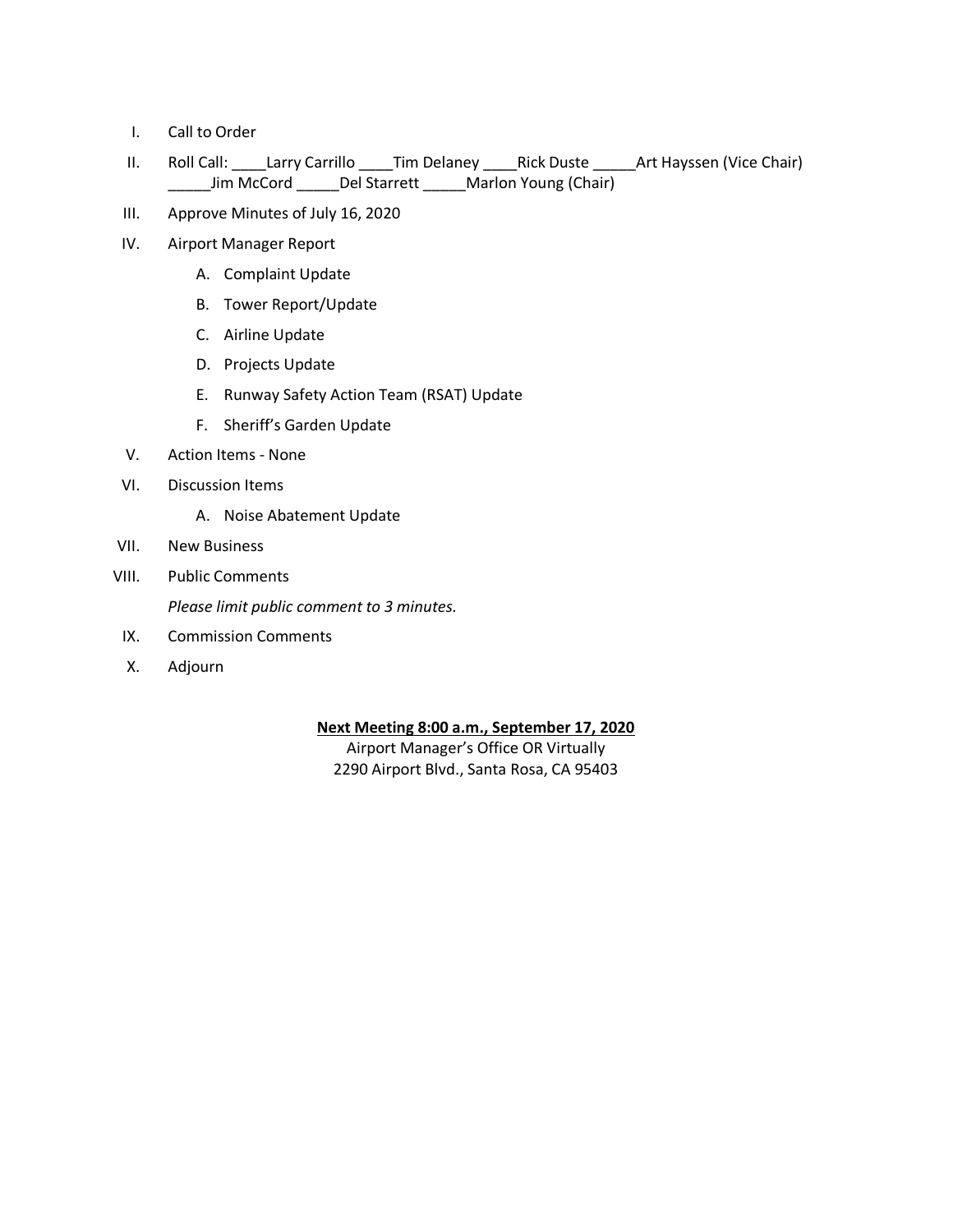I. Call to Order

II. Roll Call: \_\_\_\_Larry Carrillo \_\_\_\_Tim Delaney \_\_\_\_Rick Duste \_\_\_\_\_Art Hayssen (Vice Chair) \_\_\_\_\_Jim McCord \_\_\_\_\_Del Starrett \_\_\_\_\_Marlon Young (Chair)

III. Approve Minutes of July 16, 2020

IV. Airport Manager Report

   A. Complaint Update

   B. Tower Report/Update

   C. Airline Update

   D. Projects Update

   E. Runway Safety Action Team (RSAT) Update

   F. Sheriff's Garden Update

V. Action Items - None

VI. Discussion Items

   A. Noise Abatement Update

VII. New Business

VIII. Public Comments

   *Please limit public comment to 3 minutes.*

IX. Commission Comments

X. Adjourn

**<u>Next Meeting 8:00 a.m., September 17, 2020</u>**

Airport Manager's Office OR Virtually

2290 Airport Blvd., Santa Rosa, CA 95403